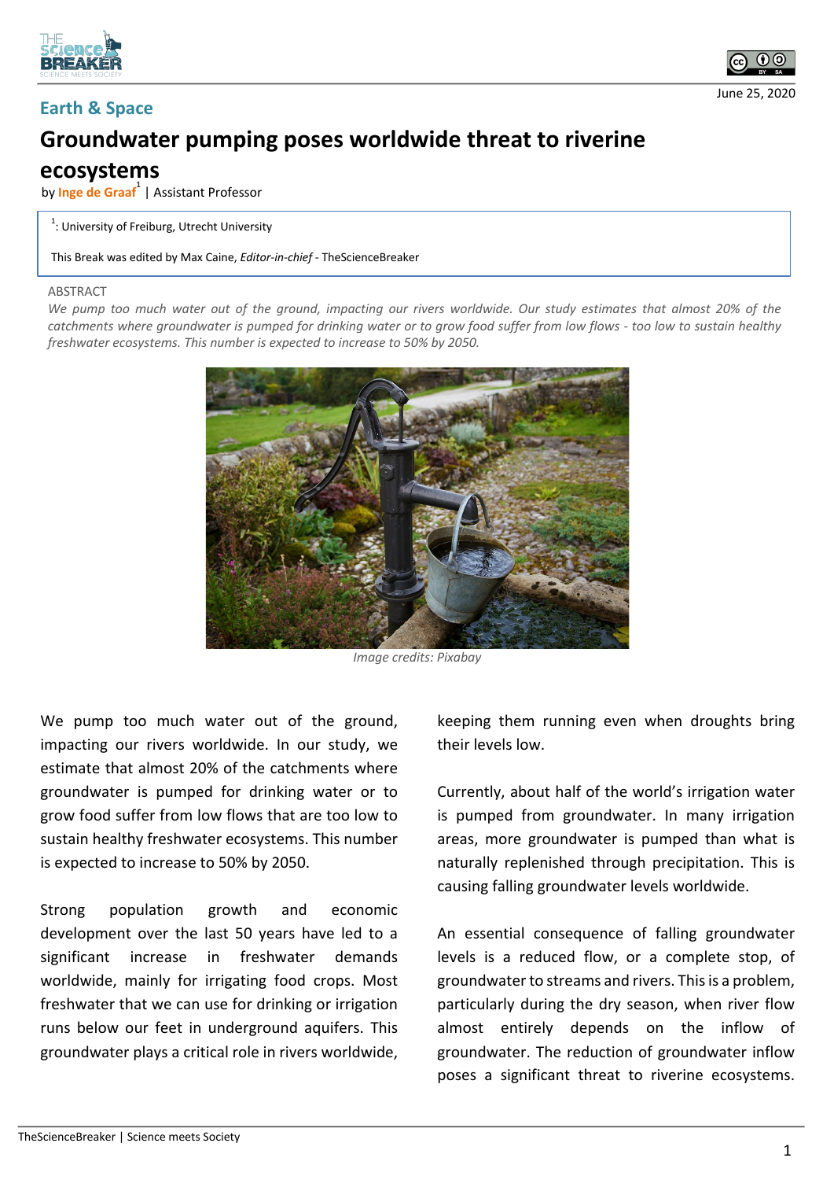Earth & Space

June 25, 2020

# Groundwater pumping poses worldwide threat to riverine ecosystems

by **Inge de Graaf**[1] | Assistant Professor

[1]: University of Freiburg, Utrecht University

This Break was edited by Max Caine, *Editor-in-chief* - TheScienceBreaker

ABSTRACT

*We pump too much water out of the ground, impacting our rivers worldwide. Our study estimates that almost 20% of the catchments where groundwater is pumped for drinking water or to grow food suffer from low flows - too low to sustain healthy freshwater ecosystems. This number is expected to increase to 50% by 2050.*

*Image credits: Pixabay*

We pump too much water out of the ground, impacting our rivers worldwide. In our study, we estimate that almost 20% of the catchments where groundwater is pumped for drinking water or to grow food suffer from low flows that are too low to sustain healthy freshwater ecosystems. This number is expected to increase to 50% by 2050.

Strong population growth and economic development over the last 50 years have led to a significant increase in freshwater demands worldwide, mainly for irrigating food crops. Most freshwater that we can use for drinking or irrigation runs below our feet in underground aquifers. This groundwater plays a critical role in rivers worldwide, keeping them running even when droughts bring their levels low.

Currently, about half of the world's irrigation water is pumped from groundwater. In many irrigation areas, more groundwater is pumped than what is naturally replenished through precipitation. This is causing falling groundwater levels worldwide.

An essential consequence of falling groundwater levels is a reduced flow, or a complete stop, of groundwater to streams and rivers. This is a problem, particularly during the dry season, when river flow almost entirely depends on the inflow of groundwater. The reduction of groundwater inflow poses a significant threat to riverine ecosystems.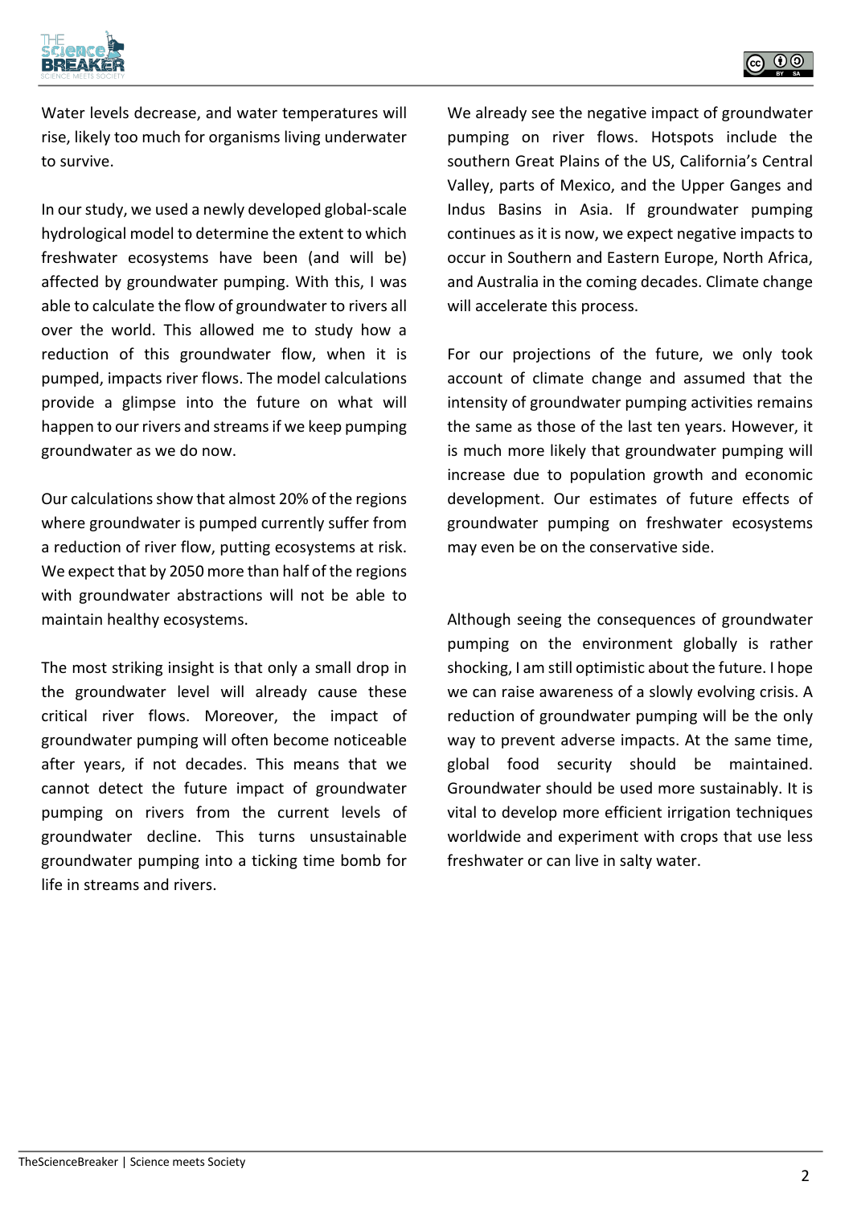Water levels decrease, and water temperatures will rise, likely too much for organisms living underwater to survive.

In our study, we used a newly developed global-scale hydrological model to determine the extent to which freshwater ecosystems have been (and will be) affected by groundwater pumping. With this, I was able to calculate the flow of groundwater to rivers all over the world. This allowed me to study how a reduction of this groundwater flow, when it is pumped, impacts river flows. The model calculations provide a glimpse into the future on what will happen to our rivers and streams if we keep pumping groundwater as we do now.

Our calculations show that almost 20% of the regions where groundwater is pumped currently suffer from a reduction of river flow, putting ecosystems at risk. We expect that by 2050 more than half of the regions with groundwater abstractions will not be able to maintain healthy ecosystems.

The most striking insight is that only a small drop in the groundwater level will already cause these critical river flows. Moreover, the impact of groundwater pumping will often become noticeable after years, if not decades. This means that we cannot detect the future impact of groundwater pumping on rivers from the current levels of groundwater decline. This turns unsustainable groundwater pumping into a ticking time bomb for life in streams and rivers.

We already see the negative impact of groundwater pumping on river flows. Hotspots include the southern Great Plains of the US, California's Central Valley, parts of Mexico, and the Upper Ganges and Indus Basins in Asia. If groundwater pumping continues as it is now, we expect negative impacts to occur in Southern and Eastern Europe, North Africa, and Australia in the coming decades. Climate change will accelerate this process.

For our projections of the future, we only took account of climate change and assumed that the intensity of groundwater pumping activities remains the same as those of the last ten years. However, it is much more likely that groundwater pumping will increase due to population growth and economic development. Our estimates of future effects of groundwater pumping on freshwater ecosystems may even be on the conservative side.

Although seeing the consequences of groundwater pumping on the environment globally is rather shocking, I am still optimistic about the future. I hope we can raise awareness of a slowly evolving crisis. A reduction of groundwater pumping will be the only way to prevent adverse impacts. At the same time, global food security should be maintained. Groundwater should be used more sustainably. It is vital to develop more efficient irrigation techniques worldwide and experiment with crops that use less freshwater or can live in salty water.